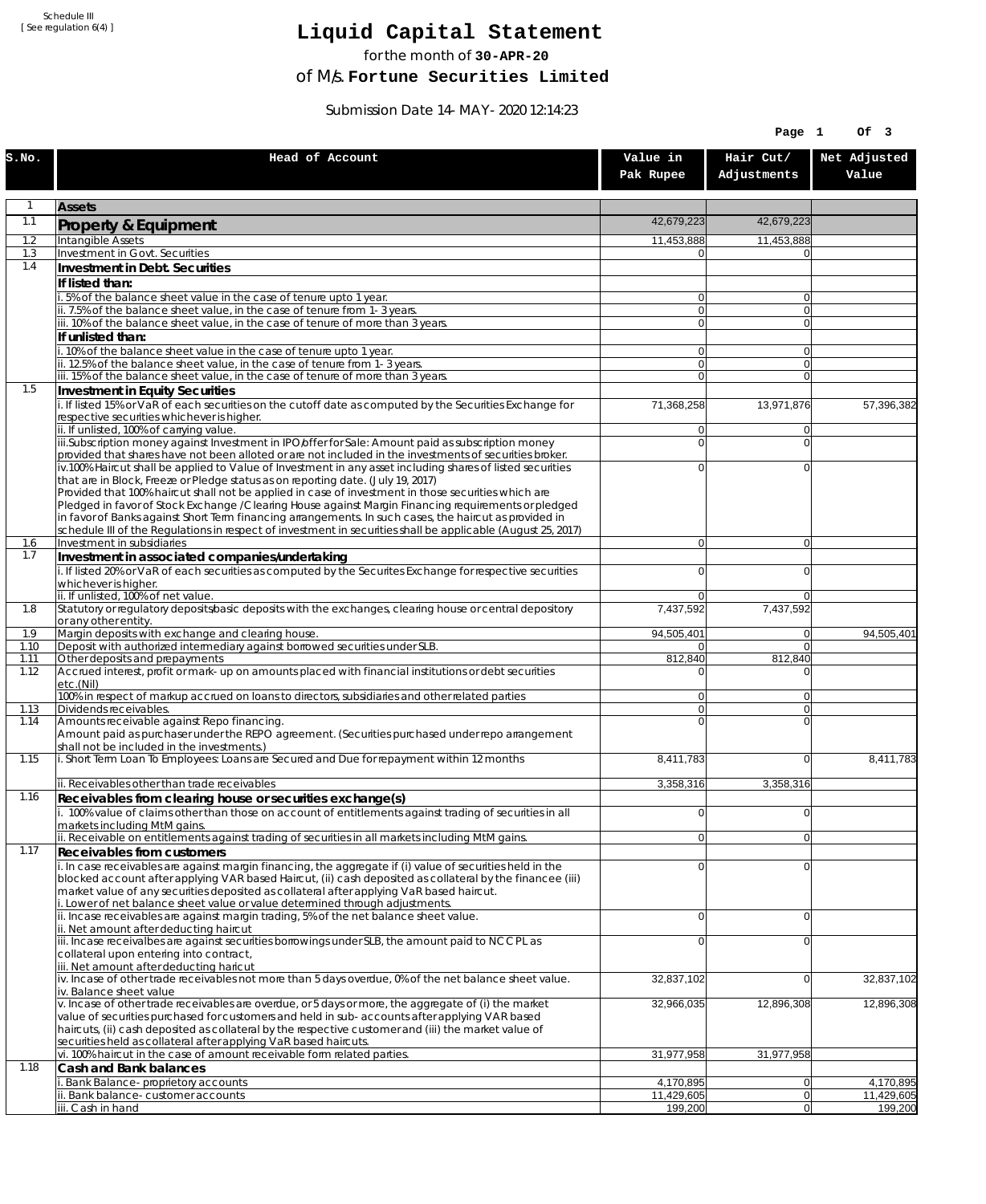Schedule III
[ See regulation 6(4) ]

# Liquid Capital Statement

for the month of **30-APR-20**

of M/s. **Fortune Securities Limited**

Submission Date 14-MAY-2020 12:14:23

| S.No. | Head of Account | Value in Pak Rupee | Hair Cut/ Adjustments | Net Adjusted Value |
|---|---|---|---|---|
| 1 | **Assets** | | | |
| 1.1 | **Property & Equipment** | 42,679,223 | 42,679,223 | |
| 1.2 | Intangible Assets | 11,453,888 | 11,453,888 | |
| 1.3 | Investment in Govt. Securities | 0 | 0 | |
| 1.4 | **Investment in Debt. Securities** | | | |
| | **If listed than:** | | | |
| | i. 5% of the balance sheet value in the case of tenure upto 1 year. | 0 | 0 | |
| | ii. 7.5% of the balance sheet value, in the case of tenure from 1-3 years. | 0 | 0 | |
| | iii. 10% of the balance sheet value, in the case of tenure of more than 3 years. | 0 | 0 | |
| | **If unlisted than:** | | | |
| | i. 10% of the balance sheet value in the case of tenure upto 1 year. | 0 | 0 | |
| | ii. 12.5% of the balance sheet value, in the case of tenure from 1-3 years. | 0 | 0 | |
| | iii. 15% of the balance sheet value, in the case of tenure of more than 3 years. | 0 | 0 | |
| 1.5 | **Investment in Equity Securities** | | | |
| | i. If listed 15% or VaR of each securities on the cutoff date as computed by the Securities Exchange for respective securities whichever is higher. | 71,368,258 | 13,971,876 | 57,396,382 |
| | ii. If unlisted, 100% of carrying value. | 0 | 0 | |
| | iii.Subscription money against Investment in IPO/offer for Sale: Amount paid as subscription money provided that shares have not been alloted or are not included in the investments of securities broker. | 0 | 0 | |
| | iv.100% Haircut shall be applied to Value of Investment in any asset including shares of listed securities that are in Block, Freeze or Pledge status as on reporting date. (July 19, 2017) Provided that 100% haircut shall not be applied in case of investment in those securities which are Pledged in favor of Stock Exchange / Clearing House against Margin Financing requirements or pledged in favor of Banks against Short Term financing arrangements. In such cases, the haircut as provided in schedule III of the Regulations in respect of investment in securities shall be applicable (August 25, 2017) | 0 | 0 | |
| 1.6 | Investment in subsidiaries | 0 | 0 | |
| 1.7 | **Investment in associated companies/undertaking** | | | |
| | i. If listed 20% or VaR of each securities as computed by the Securites Exchange for respective securities whichever is higher. | 0 | 0 | |
| | ii. If unlisted, 100% of net value. | 0 | 0 | |
| 1.8 | Statutory or regulatory deposits/basic deposits with the exchanges, clearing house or central depository or any other entity. | 7,437,592 | 7,437,592 | |
| 1.9 | Margin deposits with exchange and clearing house. | 94,505,401 | 0 | 94,505,401 |
| 1.10 | Deposit with authorized intermediary against borrowed securities under SLB. | 0 | 0 | |
| 1.11 | Other deposits and prepayments | 812,840 | 812,840 | |
| 1.12 | Accrued interest, profit or mark-up on amounts placed with financial institutions or debt securities etc.(Nil) | 0 | 0 | |
| | 100% in respect of markup accrued on loans to directors, subsidiaries and other related parties | 0 | 0 | |
| 1.13 | Dividends receivables. | 0 | 0 | |
| 1.14 | Amounts receivable against Repo financing. Amount paid as purchaser under the REPO agreement. (Securities purchased under repo arrangement shall not be included in the investments.) | 0 | 0 | |
| 1.15 | i. Short Term Loan To Employees: Loans are Secured and Due for repayment within 12 months | 8,411,783 | 0 | 8,411,783 |
| | ii. Receivables other than trade receivables | 3,358,316 | 3,358,316 | |
| 1.16 | **Receivables from clearing house or securities exchange(s)** | | | |
| | i. 100% value of claims other than those on account of entitlements against trading of securities in all markets including MtM gains. | 0 | 0 | |
| | ii. Receivable on entitlements against trading of securities in all markets including MtM gains. | 0 | 0 | |
| 1.17 | **Receivables from customers** | | | |
| | i. In case receivables are against margin financing, the aggregate if (i) value of securities held in the blocked account after applying VAR based Haircut, (ii) cash deposited as collateral by the financee (iii) market value of any securities deposited as collateral after applying VaR based haircut. i. Lower of net balance sheet value or value determined through adjustments. | 0 | 0 | |
| | ii. Incase receivables are against margin trading, 5% of the net balance sheet value. ii. Net amount after deducting haircut | 0 | 0 | |
| | iii. Incase receivalbes are against securities borrowings under SLB, the amount paid to NCCPL as collateral upon entering into contract, iii. Net amount after deducting haricut | 0 | 0 | |
| | iv. Incase of other trade receivables not more than 5 days overdue, 0% of the net balance sheet value. iv. Balance sheet value | 32,837,102 | 0 | 32,837,102 |
| | v. Incase of other trade receivables are overdue, or 5 days or more, the aggregate of (i) the market value of securities purchased for customers and held in sub-accounts after applying VAR based haircuts, (ii) cash deposited as collateral by the respective customer and (iii) the market value of securities held as collateral after applying VaR based haircuts. | 32,966,035 | 12,896,308 | 12,896,308 |
| | vi. 100% haircut in the case of amount receivable form related parties. | 31,977,958 | 31,977,958 | |
| 1.18 | **Cash and Bank balances** | | | |
| | i. Bank Balance-proprietory accounts | 4,170,895 | 0 | 4,170,895 |
| | ii. Bank balance-customer accounts | 11,429,605 | 0 | 11,429,605 |
| | iii. Cash in hand | 199,200 | 0 | 199,200 |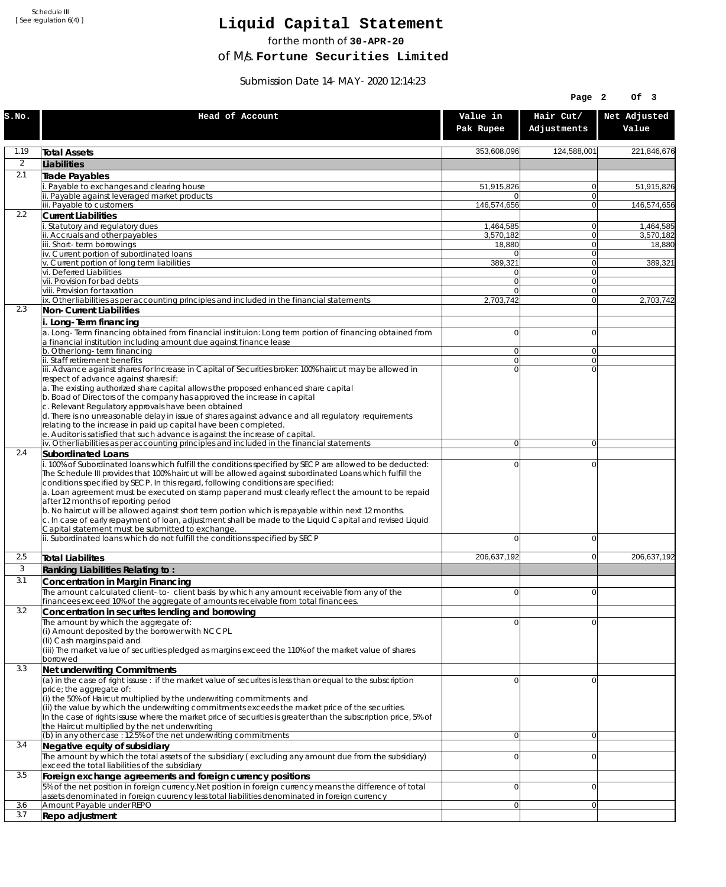Schedule III
[ See regulation 6(4) ]

# Liquid Capital Statement

for the month of **30-APR-20**

of M/s. **Fortune Securities Limited**

Submission Date 14-MAY-2020 12:14:23

| S.No. | Head of Account | Value in Pak Rupee | Hair Cut/ Adjustments | Net Adjusted Value |
|---|---|---|---|---|
| 1.19 | **Total Assets** | 353,608,096 | 124,588,001 | 221,846,676 |
| 2 | **Liabilities** | | | |
| 2.1 | **Trade Payables** | | | |
| | i. Payable to exchanges and clearing house | 51,915,826 | 0 | 51,915,826 |
| | ii. Payable against leveraged market products | 0 | 0 | |
| | iii. Payable to customers | 146,574,656 | 0 | 146,574,656 |
| 2.2 | **Current Liabilities** | | | |
| | i. Statutory and regulatory dues | 1,464,585 | 0 | 1,464,585 |
| | ii. Accruals and other payables | 3,570,182 | 0 | 3,570,182 |
| | iii. Short-term borrowings | 18,880 | 0 | 18,880 |
| | iv. Current portion of subordinated loans | 0 | 0 | |
| | v. Current portion of long term liabilities | 389,321 | 0 | 389,321 |
| | vi. Deferred Liabilities | 0 | 0 | |
| | vii. Provision for bad debts | 0 | 0 | |
| | viii. Provision for taxation | 0 | 0 | |
| | ix. Other liabilities as per accounting principles and included in the financial statements | 2,703,742 | 0 | 2,703,742 |
| 2.3 | **Non-Current Liabilities** | | | |
| | **i. Long-Term financing** | | | |
| | a. Long-Term financing obtained from financial instituion: Long term portion of financing obtained from a financial institution including amount due against finance lease | 0 | 0 | |
| | b. Other long-term financing | 0 | 0 | |
| | ii. Staff retirement benefits | 0 | 0 | |
| | iii. Advance against shares for Increase in Capital of Securities broker: 100% haircut may be allowed in respect of advance against shares if:<br>a. The existing authorized share capital allows the proposed enhanced share capital<br>b. Boad of Directors of the company has approved the increase in capital<br>c. Relevant Regulatory approvals have been obtained<br>d. There is no unreasonable delay in issue of shares against advance and all regulatory requirements relating to the increase in paid up capital have been completed.<br>e. Auditor is satisfied that such advance is against the increase of capital. | 0 | 0 | |
| | iv. Other liabilities as per accounting principles and included in the financial statements | 0 | 0 | |
| 2.4 | **Subordinated Loans** | | | |
| | i. 100% of Subordinated loans which fulfill the conditions specified by SECP are allowed to be deducted: The Schedule III provides that 100% haircut will be allowed against subordinated Loans which fulfill the conditions specified by SECP. In this regard, following conditions are specified:<br>a. Loan agreement must be executed on stamp paper and must clearly reflect the amount to be repaid after 12 months of reporting period<br>b. No haircut will be allowed against short term portion which is repayable within next 12 months.<br>c. In case of early repayment of loan, adjustment shall be made to the Liquid Capital and revised Liquid Capital statement must be submitted to exchange. | 0 | 0 | |
| | ii. Subordinated loans which do not fulfill the conditions specified by SECP | 0 | 0 | |
| 2.5 | **Total Liabilites** | 206,637,192 | 0 | 206,637,192 |
| 3 | **Ranking Liabilities Relating to :** | | | |
| 3.1 | **Concentration in Margin Financing** | | | |
| | The amount calculated client-to- client basis by which any amount receivable from any of the financees exceed 10% of the aggregate of amounts receivable from total financees. | 0 | 0 | |
| 3.2 | **Concentration in securites lending and borrowing** | | | |
| | The amount by which the aggregate of:<br>(i) Amount deposited by the borrower with NCCPL<br>(Ii) Cash margins paid and<br>(iii) The market value of securities pledged as margins exceed the 110% of the market value of shares borrowed | 0 | 0 | |
| 3.3 | **Net underwriting Commitments** | | | |
| | (a) in the case of right issuse : if the market value of securites is less than or equal to the subscription price; the aggregate of:<br>(i) the 50% of Haircut multiplied by the underwriting commitments and<br>(ii) the value by which the underwriting commitments exceeds the market price of the securities.<br>In the case of rights issuse where the market price of securities is greater than the subscription price, 5% of the Haircut multiplied by the net underwriting | 0 | 0 | |
| | (b) in any other case : 12.5% of the net underwriting commitments | 0 | 0 | |
| 3.4 | **Negative equity of subsidiary** | | | |
| | The amount by which the total assets of the subsidiary ( excluding any amount due from the subsidiary) exceed the total liabilities of the subsidiary | 0 | 0 | |
| 3.5 | **Foreign exchange agreements and foreign currency positions** | | | |
| | 5% of the net position in foreign currency.Net position in foreign currency means the difference of total assets denominated in foreign cuurency less total liabilities denominated in foreign currency | 0 | 0 | |
| 3.6 | Amount Payable under REPO | 0 | 0 | |
| 3.7 | **Repo adjustment** | | | |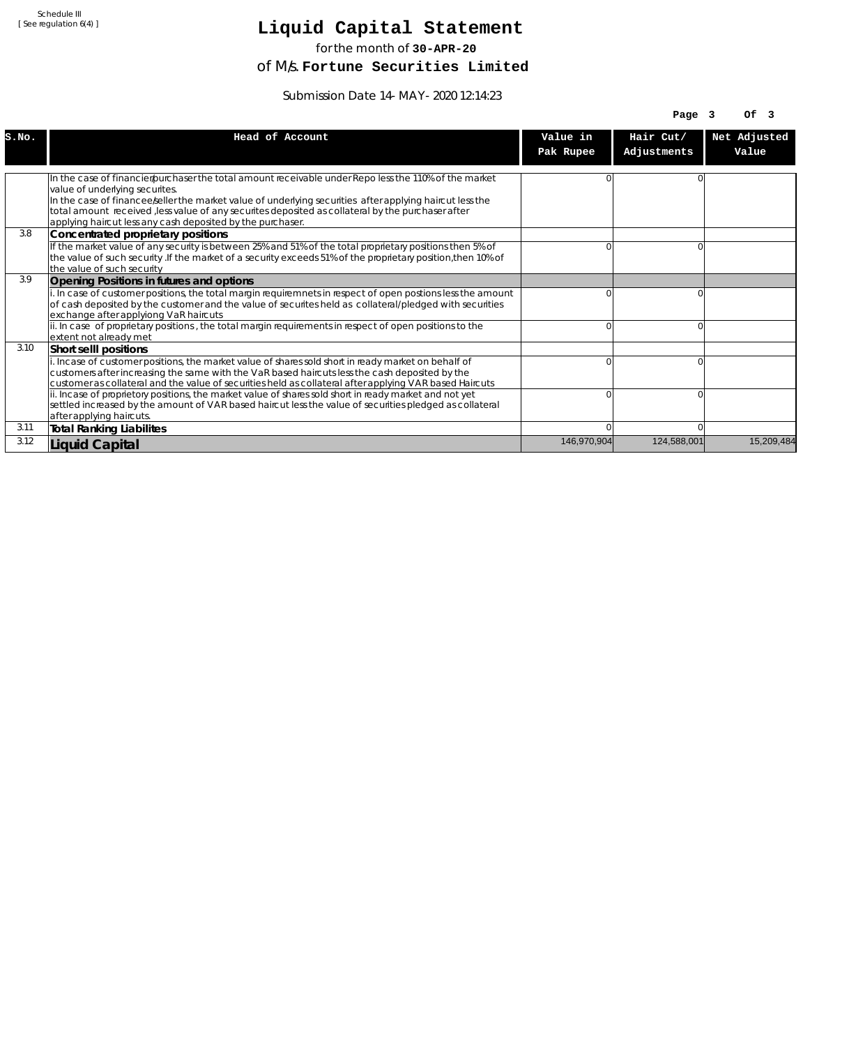Schedule III
[ See regulation 6(4) ]

# Liquid Capital Statement

for the month of **30-APR-20**

of M/s. **Fortune Securities Limited**

Submission Date 14-MAY-2020 12:14:23

| S.No. | Head of Account | Value in Pak Rupee | Hair Cut/ Adjustments | Net Adjusted Value |
|---|---|---|---|---|
| | In the case of financier/purchaser the total amount receivable under Repo less the 110% of the market value of underlying securities. In the case of financee/seller the market value of underlying securities after applying haircut less the total amount received ,less value of any securites deposited as collateral by the purchaser after applying haircut less any cash deposited by the purchaser. | 0 | 0 | |
| 3.8 | **Concentrated proprietary positions** | | | |
| | If the market value of any security is between 25% and 51% of the total proprietary positions then 5% of the value of such security .If the market of a security exceeds 51% of the proprietary position,then 10% of the value of such security | 0 | 0 | |
| 3.9 | **Opening Positions in futures and options** | | | |
| | i. In case of customer positions, the total margin requiremnets in respect of open postions less the amount of cash deposited by the customer and the value of securites held as collateral/pledged with securities exchange after applyiong VaR haircuts | 0 | 0 | |
| | ii. In case of proprietary positions , the total margin requirements in respect of open positions to the extent not already met | 0 | 0 | |
| 3.10 | **Short selll positions** | | | |
| | i. Incase of customer positions, the market value of shares sold short in ready market on behalf of customers after increasing the same with the VaR based haircuts less the cash deposited by the customer as collateral and the value of securities held as collateral after applying VAR based Haircuts | 0 | 0 | |
| | ii. Incase of proprietory positions, the market value of shares sold short in ready market and not yet settled increased by the amount of VAR based haircut less the value of securities pledged as collateral after applying haircuts. | 0 | 0 | |
| 3.11 | **Total Ranking Liabilites** | 0 | 0 | |
| 3.12 | **Liquid Capital** | 146,970,904 | 124,588,001 | 15,209,484 |